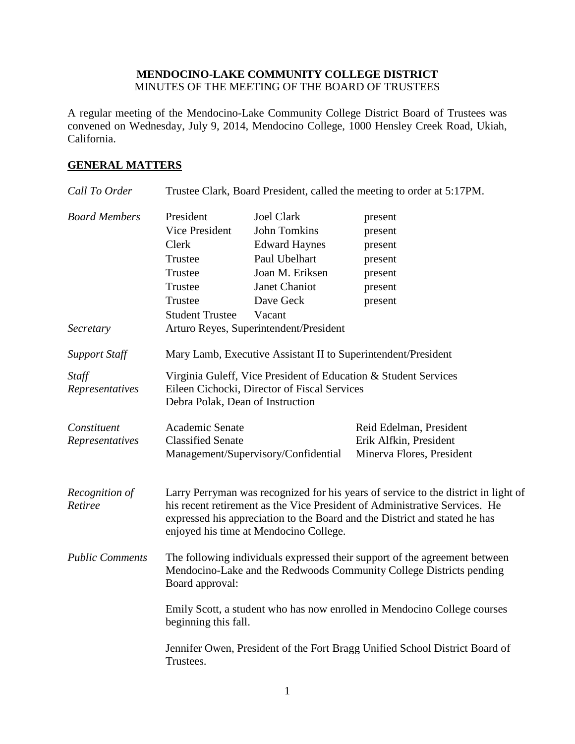**MENDOCINO-LAKE COMMUNITY COLLEGE DISTRICT**
MINUTES OF THE MEETING OF THE BOARD OF TRUSTEES

A regular meeting of the Mendocino-Lake Community College District Board of Trustees was convened on Wednesday, July 9, 2014, Mendocino College, 1000 Hensley Creek Road, Ukiah, California.

## GENERAL MATTERS

*Call To Order* — Trustee Clark, Board President, called the meeting to order at 5:17PM.

*Board Members*

| | | |
|---|---|---|
| President | Joel Clark | present |
| Vice President | John Tomkins | present |
| Clerk | Edward Haynes | present |
| Trustee | Paul Ubelhart | present |
| Trustee | Joan M. Eriksen | present |
| Trustee | Janet Chaniot | present |
| Trustee | Dave Geck | present |
| Student Trustee | Vacant | |

*Secretary* — Arturo Reyes, Superintendent/President

*Support Staff* — Mary Lamb, Executive Assistant II to Superintendent/President

*Staff Representatives*
Virginia Guleff, Vice President of Education & Student Services
Eileen Cichocki, Director of Fiscal Services
Debra Polak, Dean of Instruction

*Constituent Representatives*

| | |
|---|---|
| Academic Senate | Reid Edelman, President |
| Classified Senate | Erik Alfkin, President |
| Management/Supervisory/Confidential | Minerva Flores, President |

*Recognition of Retiree* — Larry Perryman was recognized for his years of service to the district in light of his recent retirement as the Vice President of Administrative Services. He expressed his appreciation to the Board and the District and stated he has enjoyed his time at Mendocino College.

*Public Comments* — The following individuals expressed their support of the agreement between Mendocino-Lake and the Redwoods Community College Districts pending Board approval:

Emily Scott, a student who has now enrolled in Mendocino College courses beginning this fall.

Jennifer Owen, President of the Fort Bragg Unified School District Board of Trustees.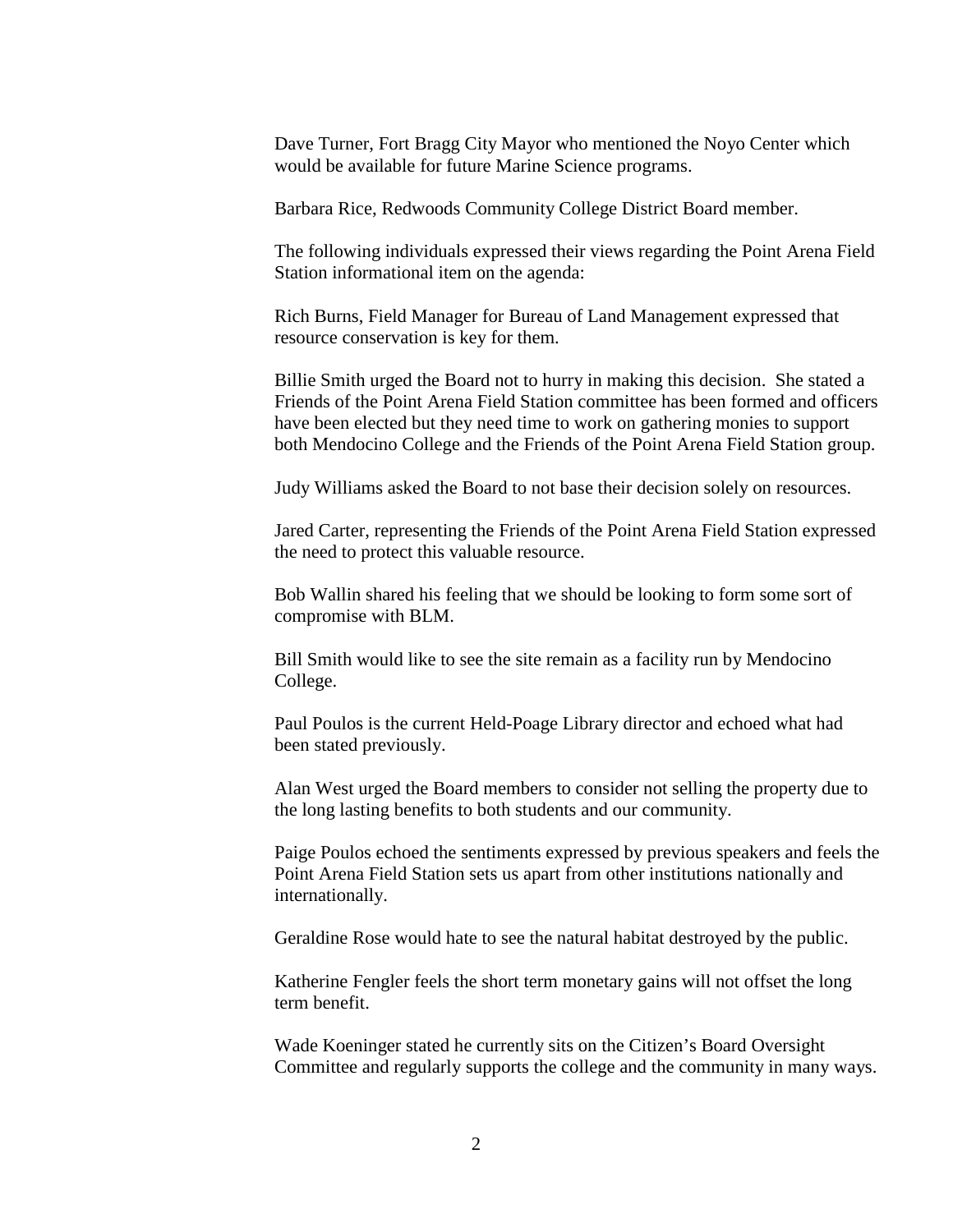Dave Turner, Fort Bragg City Mayor who mentioned the Noyo Center which would be available for future Marine Science programs.

Barbara Rice, Redwoods Community College District Board member.

The following individuals expressed their views regarding the Point Arena Field Station informational item on the agenda:

Rich Burns, Field Manager for Bureau of Land Management expressed that resource conservation is key for them.

Billie Smith urged the Board not to hurry in making this decision. She stated a Friends of the Point Arena Field Station committee has been formed and officers have been elected but they need time to work on gathering monies to support both Mendocino College and the Friends of the Point Arena Field Station group.

Judy Williams asked the Board to not base their decision solely on resources.

Jared Carter, representing the Friends of the Point Arena Field Station expressed the need to protect this valuable resource.

Bob Wallin shared his feeling that we should be looking to form some sort of compromise with BLM.

Bill Smith would like to see the site remain as a facility run by Mendocino College.

Paul Poulos is the current Held-Poage Library director and echoed what had been stated previously.

Alan West urged the Board members to consider not selling the property due to the long lasting benefits to both students and our community.

Paige Poulos echoed the sentiments expressed by previous speakers and feels the Point Arena Field Station sets us apart from other institutions nationally and internationally.

Geraldine Rose would hate to see the natural habitat destroyed by the public.

Katherine Fengler feels the short term monetary gains will not offset the long term benefit.

Wade Koeninger stated he currently sits on the Citizen's Board Oversight Committee and regularly supports the college and the community in many ways.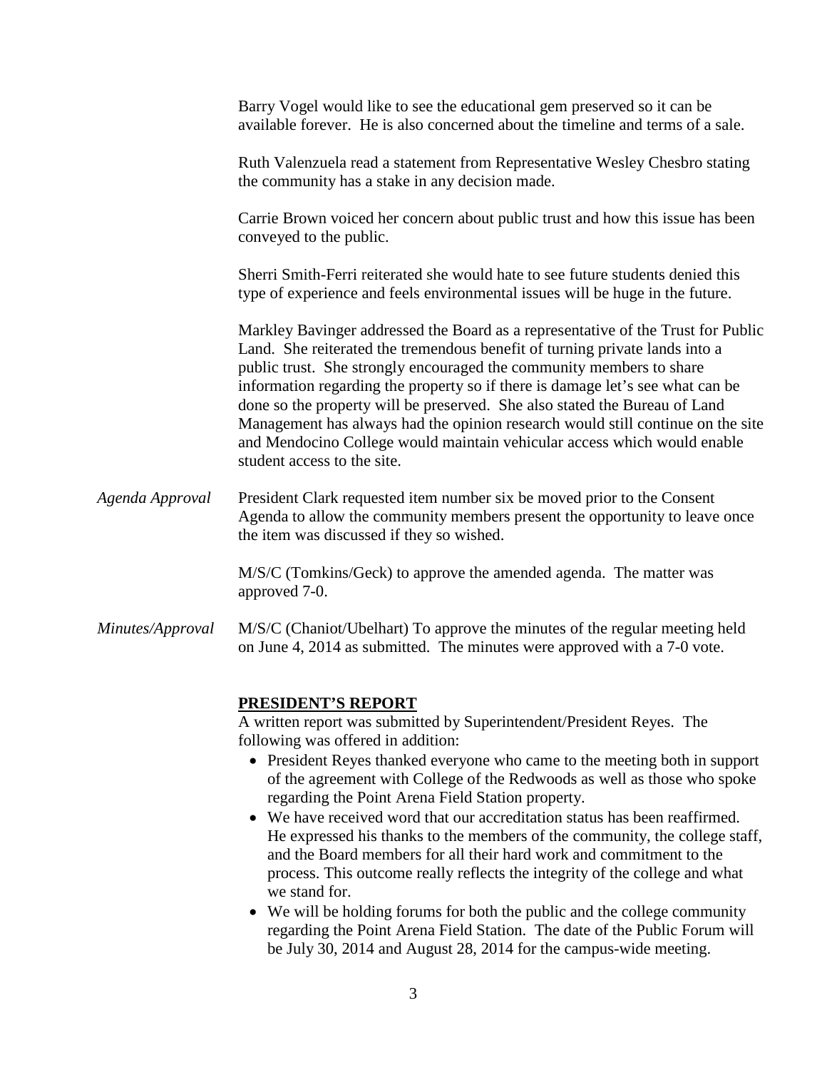Barry Vogel would like to see the educational gem preserved so it can be available forever. He is also concerned about the timeline and terms of a sale.

Ruth Valenzuela read a statement from Representative Wesley Chesbro stating the community has a stake in any decision made.

Carrie Brown voiced her concern about public trust and how this issue has been conveyed to the public.

Sherri Smith-Ferri reiterated she would hate to see future students denied this type of experience and feels environmental issues will be huge in the future.

Markley Bavinger addressed the Board as a representative of the Trust for Public Land. She reiterated the tremendous benefit of turning private lands into a public trust. She strongly encouraged the community members to share information regarding the property so if there is damage let's see what can be done so the property will be preserved. She also stated the Bureau of Land Management has always had the opinion research would still continue on the site and Mendocino College would maintain vehicular access which would enable student access to the site.

*Agenda Approval*

President Clark requested item number six be moved prior to the Consent Agenda to allow the community members present the opportunity to leave once the item was discussed if they so wished.

M/S/C (Tomkins/Geck) to approve the amended agenda. The matter was approved 7-0.

*Minutes/Approval*

M/S/C (Chaniot/Ubelhart) To approve the minutes of the regular meeting held on June 4, 2014 as submitted. The minutes were approved with a 7-0 vote.

**PRESIDENT'S REPORT**

A written report was submitted by Superintendent/President Reyes. The following was offered in addition:

- President Reyes thanked everyone who came to the meeting both in support of the agreement with College of the Redwoods as well as those who spoke regarding the Point Arena Field Station property.
- We have received word that our accreditation status has been reaffirmed. He expressed his thanks to the members of the community, the college staff, and the Board members for all their hard work and commitment to the process. This outcome really reflects the integrity of the college and what we stand for.
- We will be holding forums for both the public and the college community regarding the Point Arena Field Station. The date of the Public Forum will be July 30, 2014 and August 28, 2014 for the campus-wide meeting.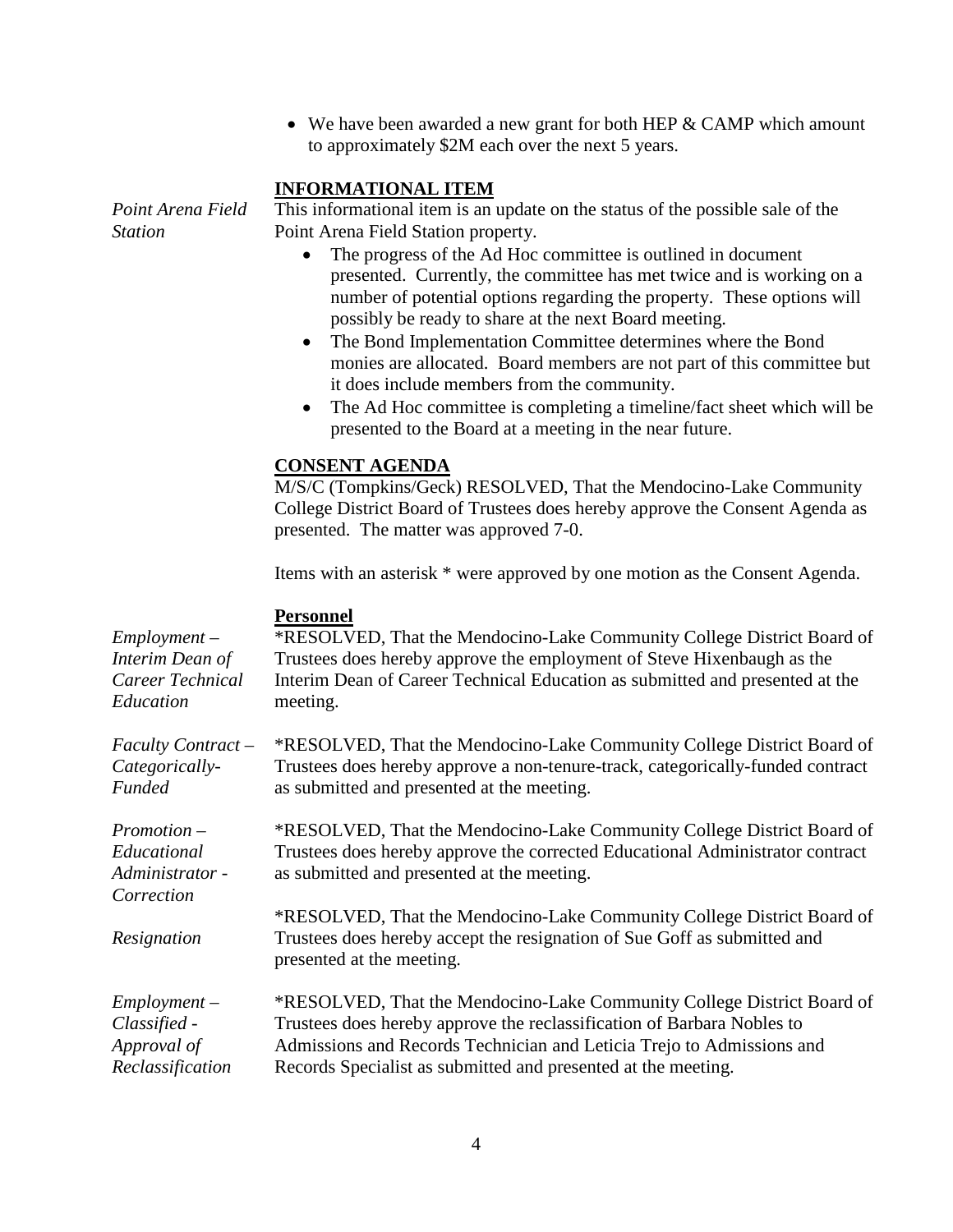- We have been awarded a new grant for both HEP & CAMP which amount to approximately $2M each over the next 5 years.

**INFORMATIONAL ITEM**

*Point Arena Field Station*

This informational item is an update on the status of the possible sale of the Point Arena Field Station property.

- The progress of the Ad Hoc committee is outlined in document presented. Currently, the committee has met twice and is working on a number of potential options regarding the property. These options will possibly be ready to share at the next Board meeting.
- The Bond Implementation Committee determines where the Bond monies are allocated. Board members are not part of this committee but it does include members from the community.
- The Ad Hoc committee is completing a timeline/fact sheet which will be presented to the Board at a meeting in the near future.

**CONSENT AGENDA**

M/S/C (Tompkins/Geck) RESOLVED, That the Mendocino-Lake Community College District Board of Trustees does hereby approve the Consent Agenda as presented. The matter was approved 7-0.

Items with an asterisk * were approved by one motion as the Consent Agenda.

**Personnel**

*Employment – Interim Dean of Career Technical Education*

*RESOLVED, That the Mendocino-Lake Community College District Board of Trustees does hereby approve the employment of Steve Hixenbaugh as the Interim Dean of Career Technical Education as submitted and presented at the meeting.

*Faculty Contract – Categorically-Funded*

*RESOLVED, That the Mendocino-Lake Community College District Board of Trustees does hereby approve a non-tenure-track, categorically-funded contract as submitted and presented at the meeting.

*Promotion – Educational Administrator - Correction*

*RESOLVED, That the Mendocino-Lake Community College District Board of Trustees does hereby approve the corrected Educational Administrator contract as submitted and presented at the meeting.

*Resignation*

*RESOLVED, That the Mendocino-Lake Community College District Board of Trustees does hereby accept the resignation of Sue Goff as submitted and presented at the meeting.

*Employment – Classified - Approval of Reclassification*

*RESOLVED, That the Mendocino-Lake Community College District Board of Trustees does hereby approve the reclassification of Barbara Nobles to Admissions and Records Technician and Leticia Trejo to Admissions and Records Specialist as submitted and presented at the meeting.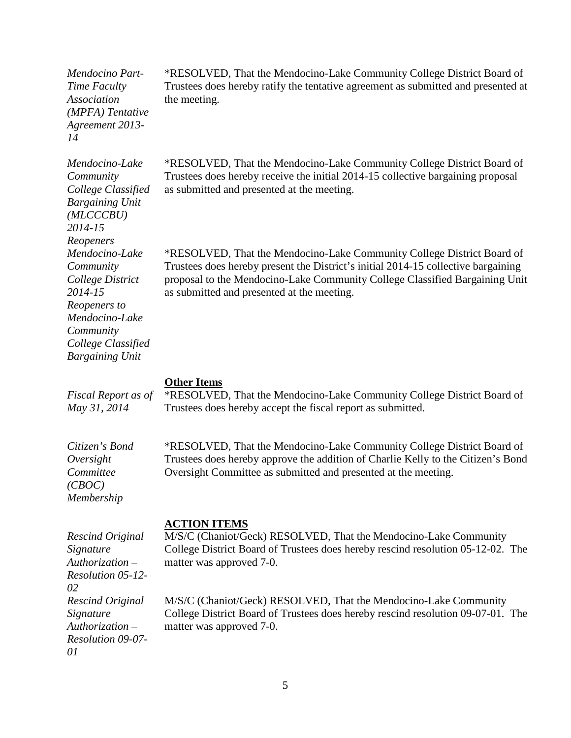*Mendocino Part-Time Faculty Association (MPFA) Tentative Agreement 2013-14*

*RESOLVED, That the Mendocino-Lake Community College District Board of Trustees does hereby ratify the tentative agreement as submitted and presented at the meeting.

*Mendocino-Lake Community College Classified Bargaining Unit (MLCCCBU) 2014-15 Reopeners*

*RESOLVED, That the Mendocino-Lake Community College District Board of Trustees does hereby receive the initial 2014-15 collective bargaining proposal as submitted and presented at the meeting.

*Mendocino-Lake Community College District 2014-15 Reopeners to Mendocino-Lake Community College Classified Bargaining Unit*

*RESOLVED, That the Mendocino-Lake Community College District Board of Trustees does hereby present the District's initial 2014-15 collective bargaining proposal to the Mendocino-Lake Community College Classified Bargaining Unit as submitted and presented at the meeting.

**Other Items**

*Fiscal Report as of May 31, 2014*

*RESOLVED, That the Mendocino-Lake Community College District Board of Trustees does hereby accept the fiscal report as submitted.

*Citizen's Bond Oversight Committee (CBOC) Membership*

*RESOLVED, That the Mendocino-Lake Community College District Board of Trustees does hereby approve the addition of Charlie Kelly to the Citizen's Bond Oversight Committee as submitted and presented at the meeting.

**ACTION ITEMS**

*Rescind Original Signature Authorization – Resolution 05-12-02*

M/S/C (Chaniot/Geck) RESOLVED, That the Mendocino-Lake Community College District Board of Trustees does hereby rescind resolution 05-12-02. The matter was approved 7-0.

*Rescind Original Signature Authorization – Resolution 09-07-01*

M/S/C (Chaniot/Geck) RESOLVED, That the Mendocino-Lake Community College District Board of Trustees does hereby rescind resolution 09-07-01. The matter was approved 7-0.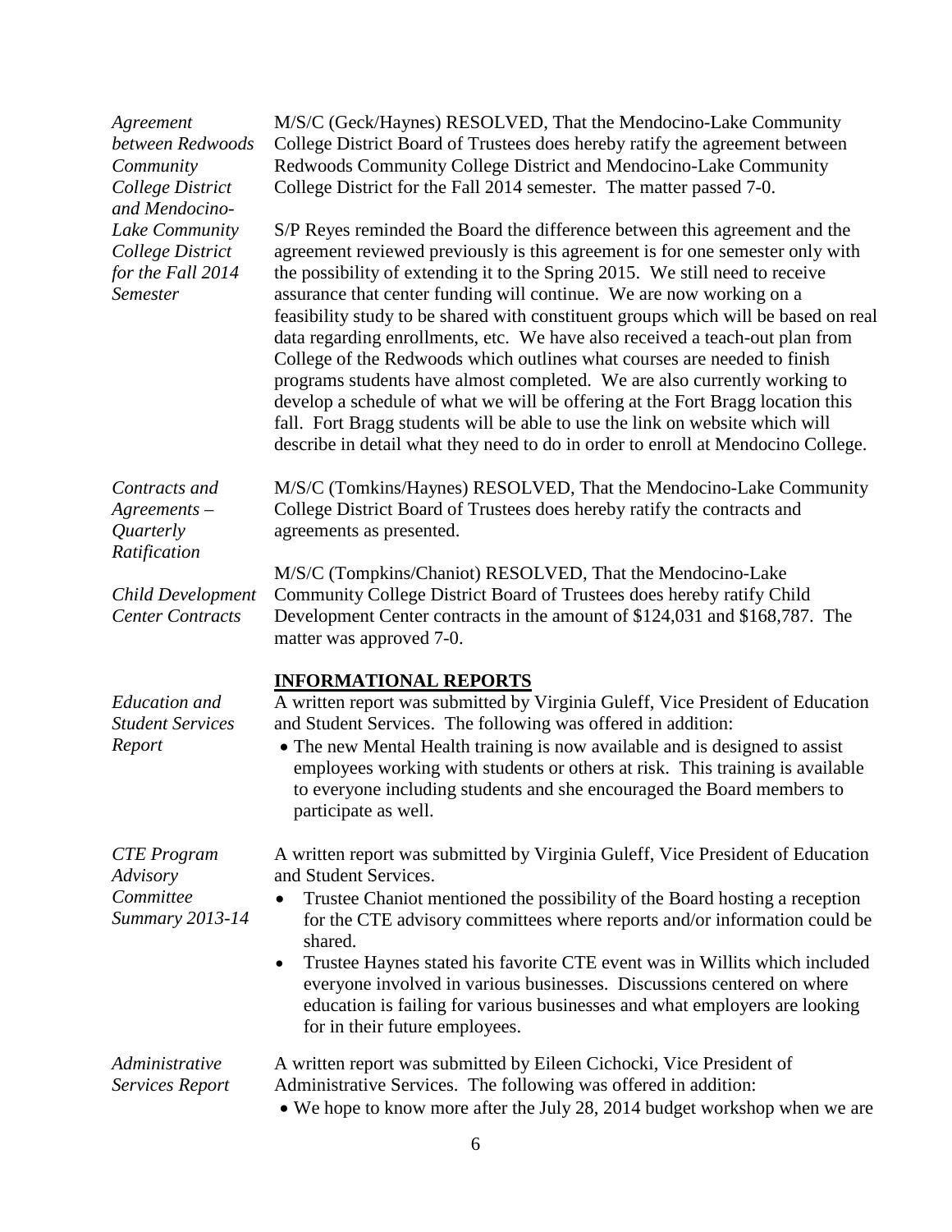*Agreement between Redwoods Community College District and Mendocino-Lake Community College District for the Fall 2014 Semester*

M/S/C (Geck/Haynes) RESOLVED, That the Mendocino-Lake Community College District Board of Trustees does hereby ratify the agreement between Redwoods Community College District and Mendocino-Lake Community College District for the Fall 2014 semester. The matter passed 7-0.

S/P Reyes reminded the Board the difference between this agreement and the agreement reviewed previously is this agreement is for one semester only with the possibility of extending it to the Spring 2015. We still need to receive assurance that center funding will continue. We are now working on a feasibility study to be shared with constituent groups which will be based on real data regarding enrollments, etc. We have also received a teach-out plan from College of the Redwoods which outlines what courses are needed to finish programs students have almost completed. We are also currently working to develop a schedule of what we will be offering at the Fort Bragg location this fall. Fort Bragg students will be able to use the link on website which will describe in detail what they need to do in order to enroll at Mendocino College.

*Contracts and Agreements – Quarterly Ratification*

M/S/C (Tomkins/Haynes) RESOLVED, That the Mendocino-Lake Community College District Board of Trustees does hereby ratify the contracts and agreements as presented.

*Child Development Center Contracts*

M/S/C (Tompkins/Chaniot) RESOLVED, That the Mendocino-Lake Community College District Board of Trustees does hereby ratify Child Development Center contracts in the amount of $124,031 and $168,787. The matter was approved 7-0.

**INFORMATIONAL REPORTS**

*Education and Student Services Report*

A written report was submitted by Virginia Guleff, Vice President of Education and Student Services. The following was offered in addition:

- The new Mental Health training is now available and is designed to assist employees working with students or others at risk. This training is available to everyone including students and she encouraged the Board members to participate as well.

*CTE Program Advisory Committee Summary 2013-14*

A written report was submitted by Virginia Guleff, Vice President of Education and Student Services.

- Trustee Chaniot mentioned the possibility of the Board hosting a reception for the CTE advisory committees where reports and/or information could be shared.
- Trustee Haynes stated his favorite CTE event was in Willits which included everyone involved in various businesses. Discussions centered on where education is failing for various businesses and what employers are looking for in their future employees.

*Administrative Services Report*

A written report was submitted by Eileen Cichocki, Vice President of Administrative Services. The following was offered in addition:

- We hope to know more after the July 28, 2014 budget workshop when we are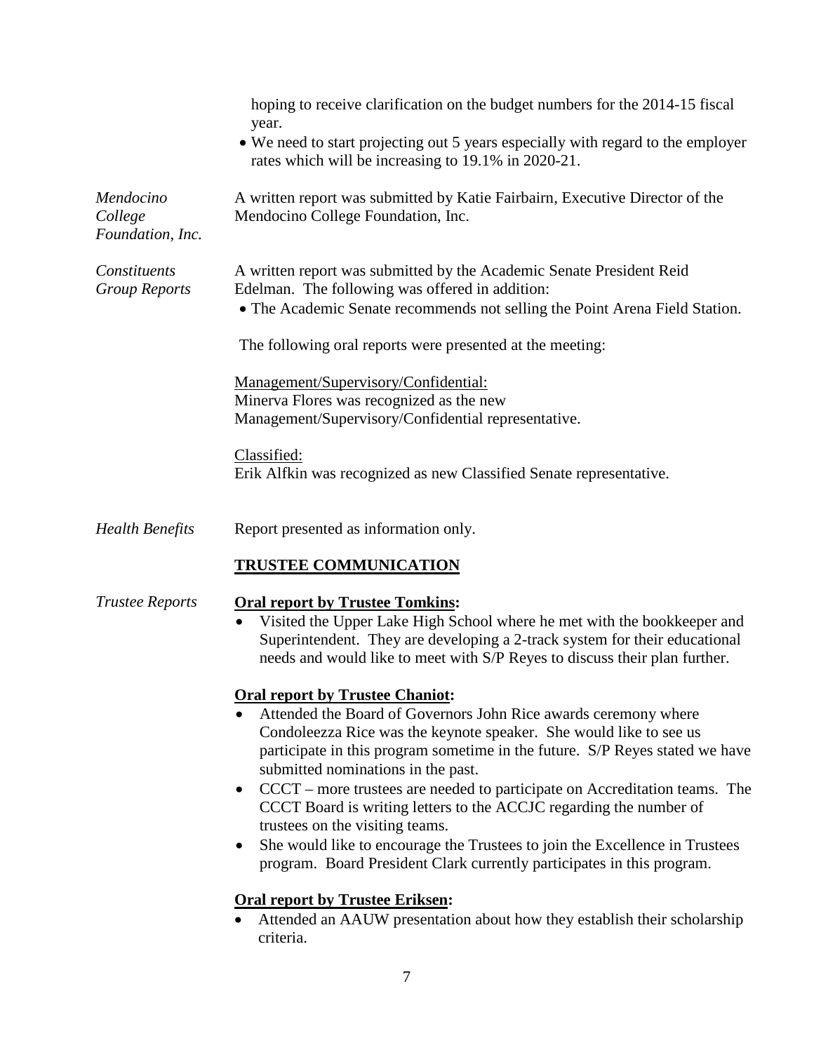hoping to receive clarification on the budget numbers for the 2014-15 fiscal year.

- We need to start projecting out 5 years especially with regard to the employer rates which will be increasing to 19.1% in 2020-21.

*Mendocino College Foundation, Inc.*

A written report was submitted by Katie Fairbairn, Executive Director of the Mendocino College Foundation, Inc.

*Constituents Group Reports*

A written report was submitted by the Academic Senate President Reid Edelman. The following was offered in addition:

- The Academic Senate recommends not selling the Point Arena Field Station.

The following oral reports were presented at the meeting:

Management/Supervisory/Confidential:
Minerva Flores was recognized as the new Management/Supervisory/Confidential representative.

Classified:
Erik Alfkin was recognized as new Classified Senate representative.

*Health Benefits*

Report presented as information only.

## TRUSTEE COMMUNICATION

*Trustee Reports*

**Oral report by Trustee Tomkins:**

- Visited the Upper Lake High School where he met with the bookkeeper and Superintendent. They are developing a 2-track system for their educational needs and would like to meet with S/P Reyes to discuss their plan further.

**Oral report by Trustee Chaniot:**

- Attended the Board of Governors John Rice awards ceremony where Condoleezza Rice was the keynote speaker. She would like to see us participate in this program sometime in the future. S/P Reyes stated we have submitted nominations in the past.
- CCCT – more trustees are needed to participate on Accreditation teams. The CCCT Board is writing letters to the ACCJC regarding the number of trustees on the visiting teams.
- She would like to encourage the Trustees to join the Excellence in Trustees program. Board President Clark currently participates in this program.

**Oral report by Trustee Eriksen:**

- Attended an AAUW presentation about how they establish their scholarship criteria.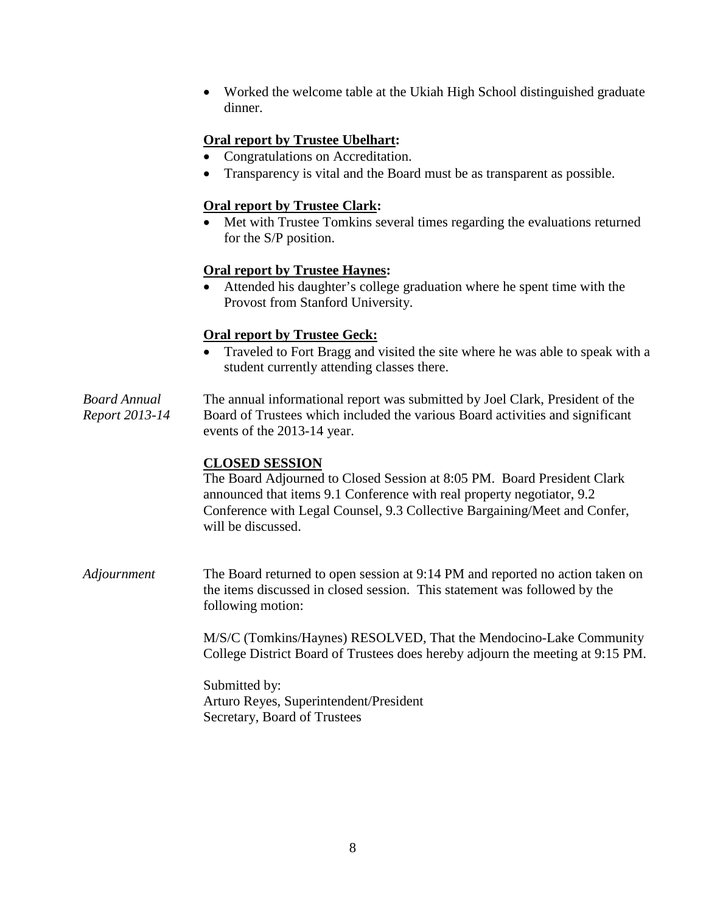- Worked the welcome table at the Ukiah High School distinguished graduate dinner.

**Oral report by Trustee Ubelhart:**

- Congratulations on Accreditation.
- Transparency is vital and the Board must be as transparent as possible.

**Oral report by Trustee Clark:**

- Met with Trustee Tomkins several times regarding the evaluations returned for the S/P position.

**Oral report by Trustee Haynes:**

- Attended his daughter's college graduation where he spent time with the Provost from Stanford University.

**Oral report by Trustee Geck:**

- Traveled to Fort Bragg and visited the site where he was able to speak with a student currently attending classes there.

*Board Annual Report 2013-14*

The annual informational report was submitted by Joel Clark, President of the Board of Trustees which included the various Board activities and significant events of the 2013-14 year.

**CLOSED SESSION**

The Board Adjourned to Closed Session at 8:05 PM. Board President Clark announced that items 9.1 Conference with real property negotiator, 9.2 Conference with Legal Counsel, 9.3 Collective Bargaining/Meet and Confer, will be discussed.

*Adjournment*

The Board returned to open session at 9:14 PM and reported no action taken on the items discussed in closed session. This statement was followed by the following motion:

M/S/C (Tomkins/Haynes) RESOLVED, That the Mendocino-Lake Community College District Board of Trustees does hereby adjourn the meeting at 9:15 PM.

Submitted by:
Arturo Reyes, Superintendent/President
Secretary, Board of Trustees